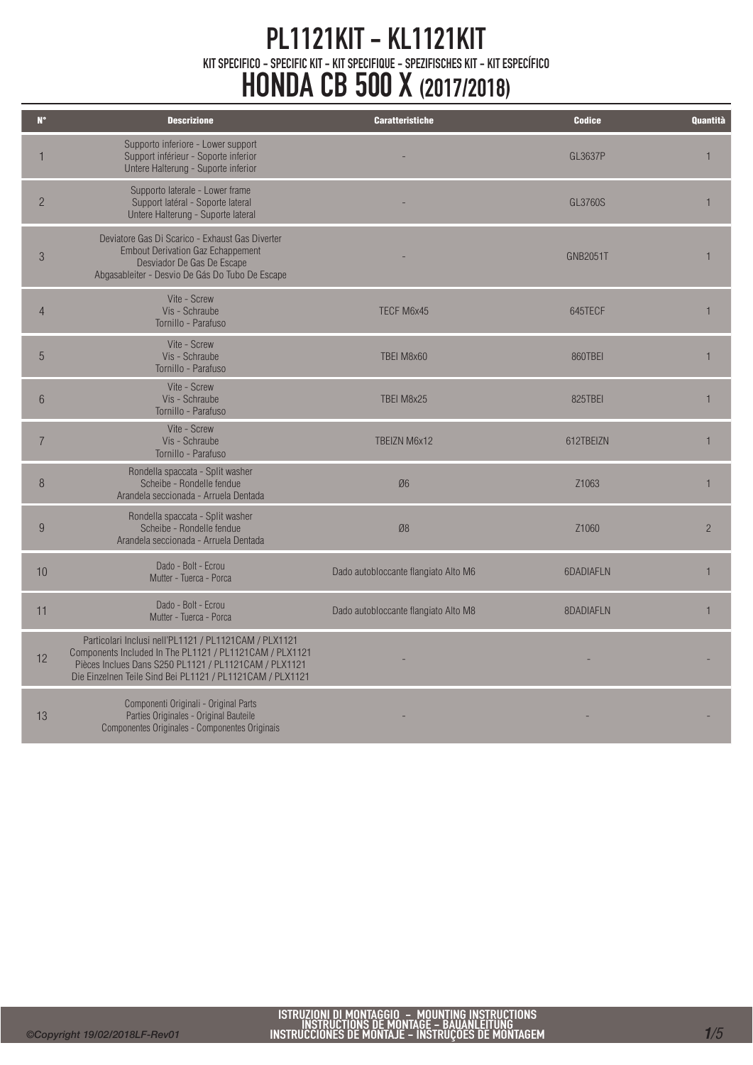# PL1121KIT - KL1121KIT

KIT SPECIFICO - SPECIFIC KIT - KIT SPECIFIQUE - SPEZIFISCHES KIT - KIT ESPECÍFICO

# HONDA CB 500 X (2017/2018)

| N° | Descrizione | Caratteristiche | Codice | Quantità |
|---|---|---|---|---|
| 1 | Supporto inferiore - Lower support<br>Support inférieur - Soporte inferior<br>Untere Halterung - Suporte inferior | - | GL3637P | 1 |
| 2 | Supporto laterale - Lower frame<br>Support latéral - Soporte lateral<br>Untere Halterung - Suporte lateral | - | GL3760S | 1 |
| 3 | Deviatore Gas Di Scarico - Exhaust Gas Diverter<br>Embout Derivation Gaz Echappement<br>Desviador De Gas De Escape<br>Abgasableiter - Desvio De Gás Do Tubo De Escape | - | GNB2051T | 1 |
| 4 | Vite - Screw<br>Vis - Schraube<br>Tornillo - Parafuso | TECF M6x45 | 645TECF | 1 |
| 5 | Vite - Screw<br>Vis - Schraube<br>Tornillo - Parafuso | TBEI M8x60 | 860TBEI | 1 |
| 6 | Vite - Screw<br>Vis - Schraube<br>Tornillo - Parafuso | TBEI M8x25 | 825TBEI | 1 |
| 7 | Vite - Screw<br>Vis - Schraube<br>Tornillo - Parafuso | TBEIZN M6x12 | 612TBEIZN | 1 |
| 8 | Rondella spaccata - Split washer<br>Scheibe - Rondelle fendue<br>Arandela seccionada - Arruela Dentada | Ø6 | Z1063 | 1 |
| 9 | Rondella spaccata - Split washer<br>Scheibe - Rondelle fendue<br>Arandela seccionada - Arruela Dentada | Ø8 | Z1060 | 2 |
| 10 | Dado - Bolt - Ecrou<br>Mutter - Tuerca - Porca | Dado autobloccante flangiato Alto M6 | 6DADIAFLN | 1 |
| 11 | Dado - Bolt - Ecrou<br>Mutter - Tuerca - Porca | Dado autobloccante flangiato Alto M8 | 8DADIAFLN | 1 |
| 12 | Particolari Inclusi nell'PL1121 / PL1121CAM / PLX1121<br>Components Included In The PL1121 / PL1121CAM / PLX1121<br>Pièces Inclues Dans S250 PL1121 / PL1121CAM / PLX1121<br>Die Einzelnen Teile Sind Bei PL1121 / PL1121CAM / PLX1121 | - | - | - |
| 13 | Componenti Originali - Original Parts<br>Parties Originales - Original Bauteile<br>Componentes Originales - Componentes Originais | - | - | - |

©Copyright 19/02/2018LF-Rev01

ISTRUZIONI DI MONTAGGIO - MOUNTING INSTRUCTIONS
INSTRUCTIONS DE MONTAGE - BAUANLEITUNG
INSTRUCCIONES DE MONTAJE - INSTRUÇÕES DE MONTAGEM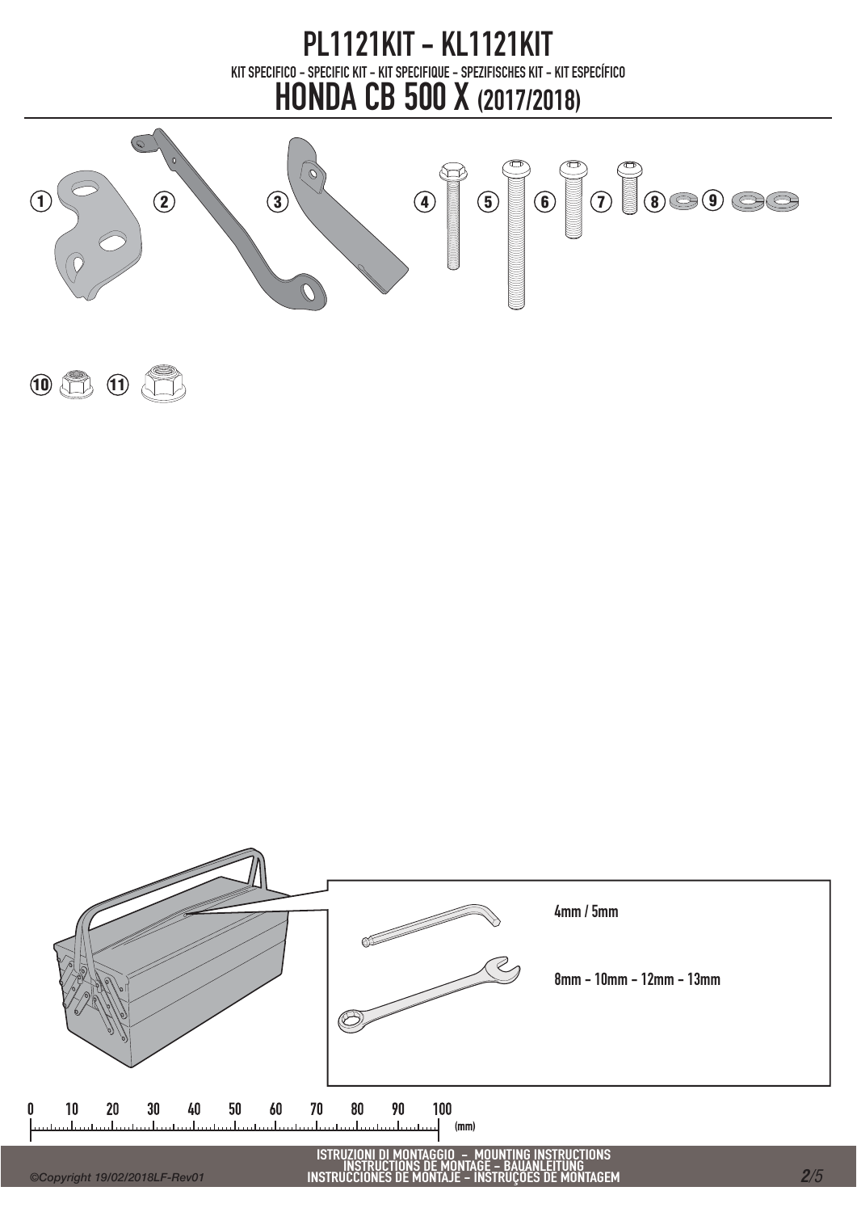# PL1121KIT - KL1121KIT

KIT SPECIFICO - SPECIFIC KIT - KIT SPECIFIQUE - SPEZIFISCHES KIT - KIT ESPECÍFICO

# HONDA CB 500 X (2017/2018)

1 2 3 4 5 6 7 8 9

10 11

4mm / 5mm

8mm - 10mm - 12mm - 13mm

0 10 20 30 40 50 60 70 80 90 100 (mm)

ISTRUZIONI DI MONTAGGIO - MOUNTING INSTRUCTIONS
INSTRUCTIONS DE MONTAGE - BAUANLEITUNG
INSTRUCCIONES DE MONTAJE - INSTRUÇOES DE MONTAGEM

©Copyright 19/02/2018LF-Rev01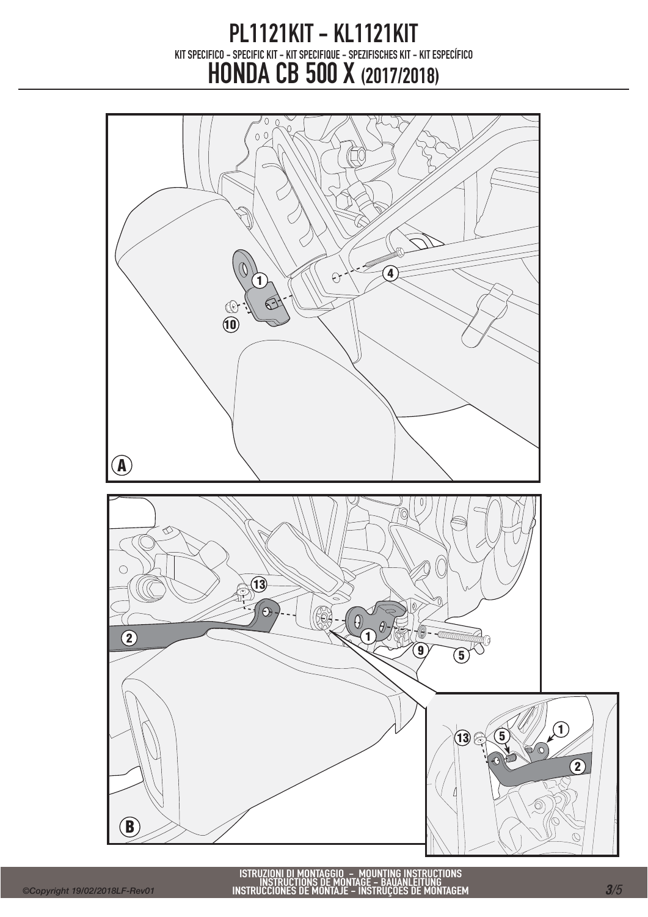# PL1121KIT - KL1121KIT

KIT SPECIFICO - SPECIFIC KIT - KIT SPECIFIQUE - SPEZIFISCHES KIT - KIT ESPECÍFICO

# HONDA CB 500 X (2017/2018)

1 4 10 A

13 2 1 9 5 13 5 1 2 B

ISTRUZIONI DI MONTAGGIO - MOUNTING INSTRUCTIONS
INSTRUCTIONS DE MONTAGE - BAUANLEITUNG
INSTRUCCIONES DE MONTAJE - INSTRUÇOES DE MONTAGEM

©Copyright 19/02/2018LF-Rev01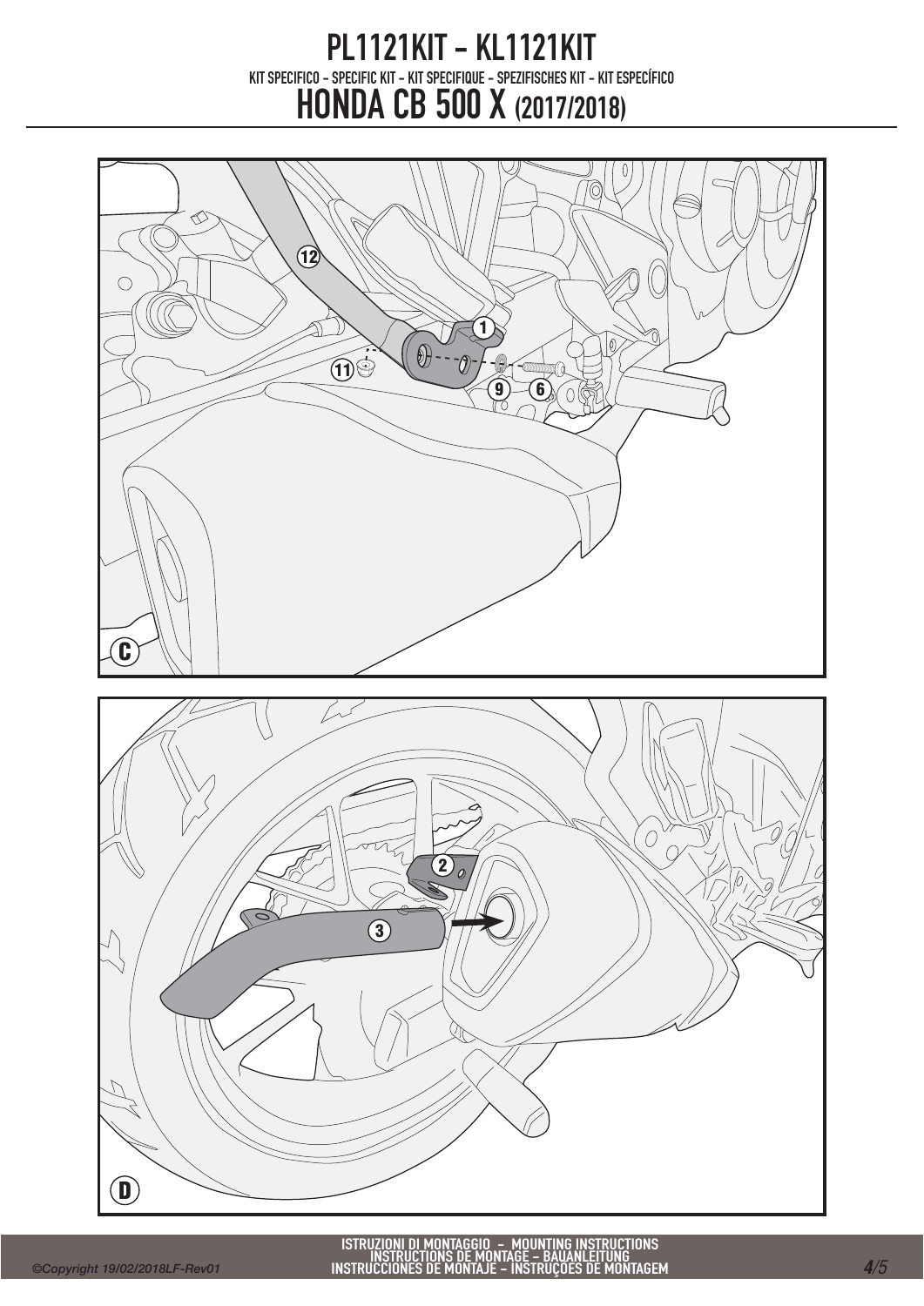# PL1121KIT - KL1121KIT

KIT SPECIFICO - SPECIFIC KIT - KIT SPECIFIQUE - SPEZIFISCHES KIT - KIT ESPECÍFICO

## HONDA CB 500 X (2017/2018)

12

1

11

9

6

C

2

3

D

ISTRUZIONI DI MONTAGGIO - MOUNTING INSTRUCTIONS
INSTRUCTIONS DE MONTAGE - BAUANLEITUNG
INSTRUCCIONES DE MONTAJE - INSTRUÇÕES DE MONTAGEM

*©Copyright 19/02/2018LF-Rev01*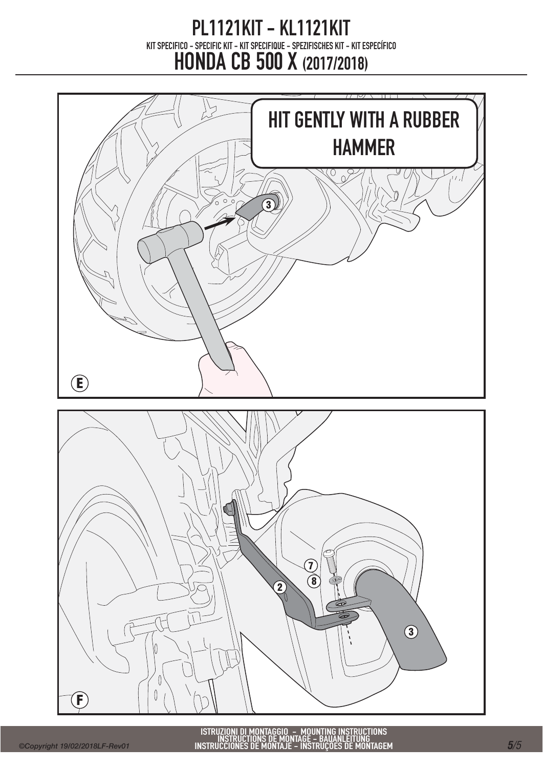# PL1121KIT - KL1121KIT

KIT SPECIFICO - SPECIFIC KIT - KIT SPECIFIQUE - SPEZIFISCHES KIT - KIT ESPECÍFICO

## HONDA CB 500 X (2017/2018)

HIT GENTLY WITH A RUBBER HAMMER

3

E

7

8

2

3

F

ISTRUZIONI DI MONTAGGIO – MOUNTING INSTRUCTIONS
INSTRUCTIONS DE MONTAGE – BAUANLEITUNG
INSTRUCCIONES DE MONTAJE – INSTRUÇÕES DE MONTAGEM

©Copyright 19/02/2018LF-Rev01